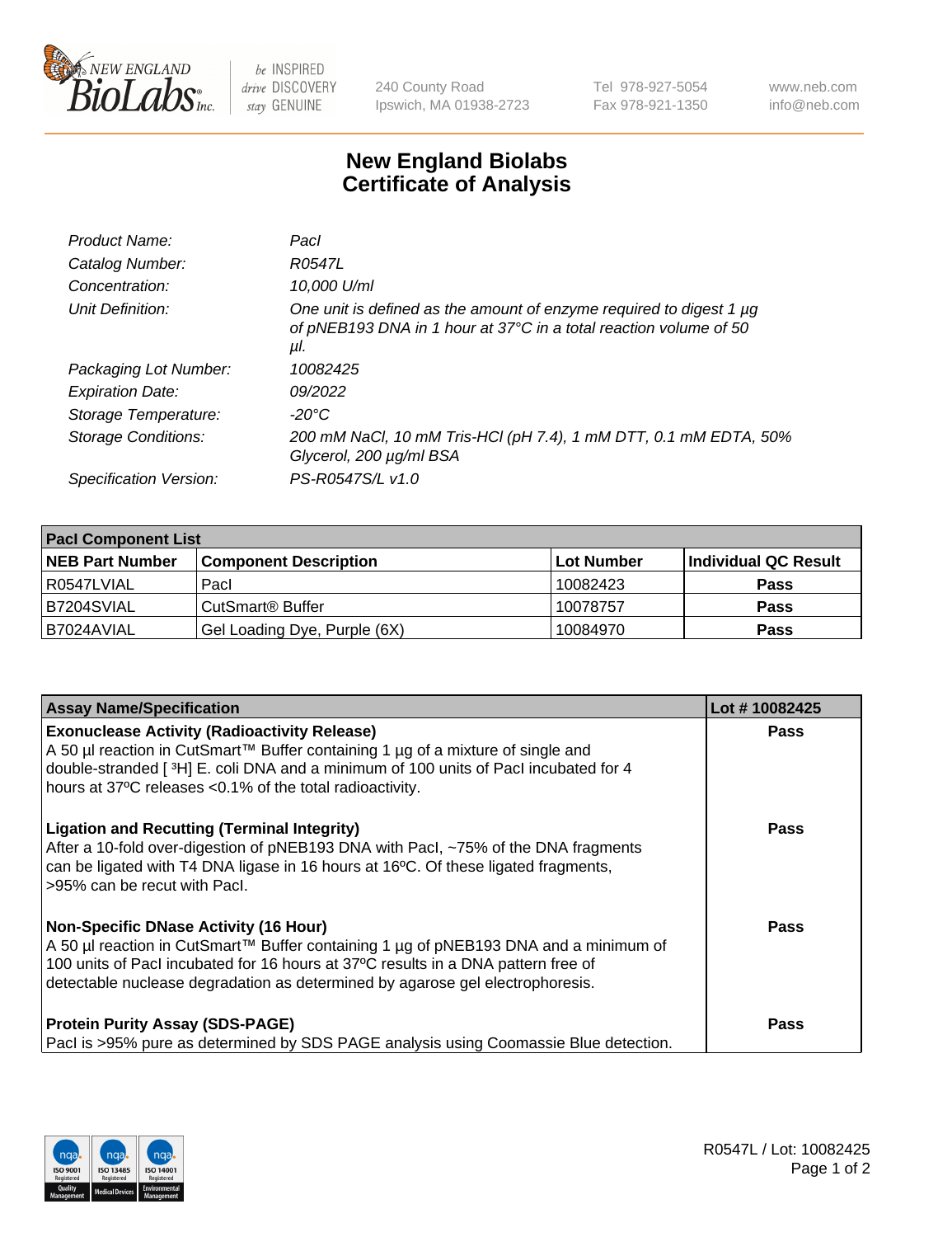# New England Biolabs Certificate of Analysis

| | |
|---|---|
| *Product Name:* | *PacI* |
| *Catalog Number:* | *R0547L* |
| *Concentration:* | *10,000 U/ml* |
| *Unit Definition:* | *One unit is defined as the amount of enzyme required to digest 1 µg of pNEB193 DNA in 1 hour at 37°C in a total reaction volume of 50 µl.* |
| *Packaging Lot Number:* | *10082425* |
| *Expiration Date:* | *09/2022* |
| *Storage Temperature:* | *-20°C* |
| *Storage Conditions:* | *200 mM NaCl, 10 mM Tris-HCl (pH 7.4), 1 mM DTT, 0.1 mM EDTA, 50% Glycerol, 200 µg/ml BSA* |
| *Specification Version:* | *PS-R0547S/L v1.0* |

| PacI Component List | | | |
|---|---|---|---|
| **NEB Part Number** | **Component Description** | **Lot Number** | **Individual QC Result** |
| R0547LVIAL | PacI | 10082423 | Pass |
| B7204SVIAL | CutSmart® Buffer | 10078757 | Pass |
| B7024AVIAL | Gel Loading Dye, Purple (6X) | 10084970 | Pass |

| Assay Name/Specification | Lot # 10082425 |
|---|---|
| **Exonuclease Activity (Radioactivity Release)**<br>A 50 µl reaction in CutSmart™ Buffer containing 1 µg of a mixture of single and double-stranded [ $^3$H] E. coli DNA and a minimum of 100 units of PacI incubated for 4 hours at 37ºC releases <0.1% of the total radioactivity. | Pass |
| **Ligation and Recutting (Terminal Integrity)**<br>After a 10-fold over-digestion of pNEB193 DNA with PacI, ~75% of the DNA fragments can be ligated with T4 DNA ligase in 16 hours at 16ºC. Of these ligated fragments, >95% can be recut with PacI. | Pass |
| **Non-Specific DNase Activity (16 Hour)**<br>A 50 µl reaction in CutSmart™ Buffer containing 1 µg of pNEB193 DNA and a minimum of 100 units of PacI incubated for 16 hours at 37ºC results in a DNA pattern free of detectable nuclease degradation as determined by agarose gel electrophoresis. | Pass |
| **Protein Purity Assay (SDS-PAGE)**<br>PacI is >95% pure as determined by SDS PAGE analysis using Coomassie Blue detection. | Pass |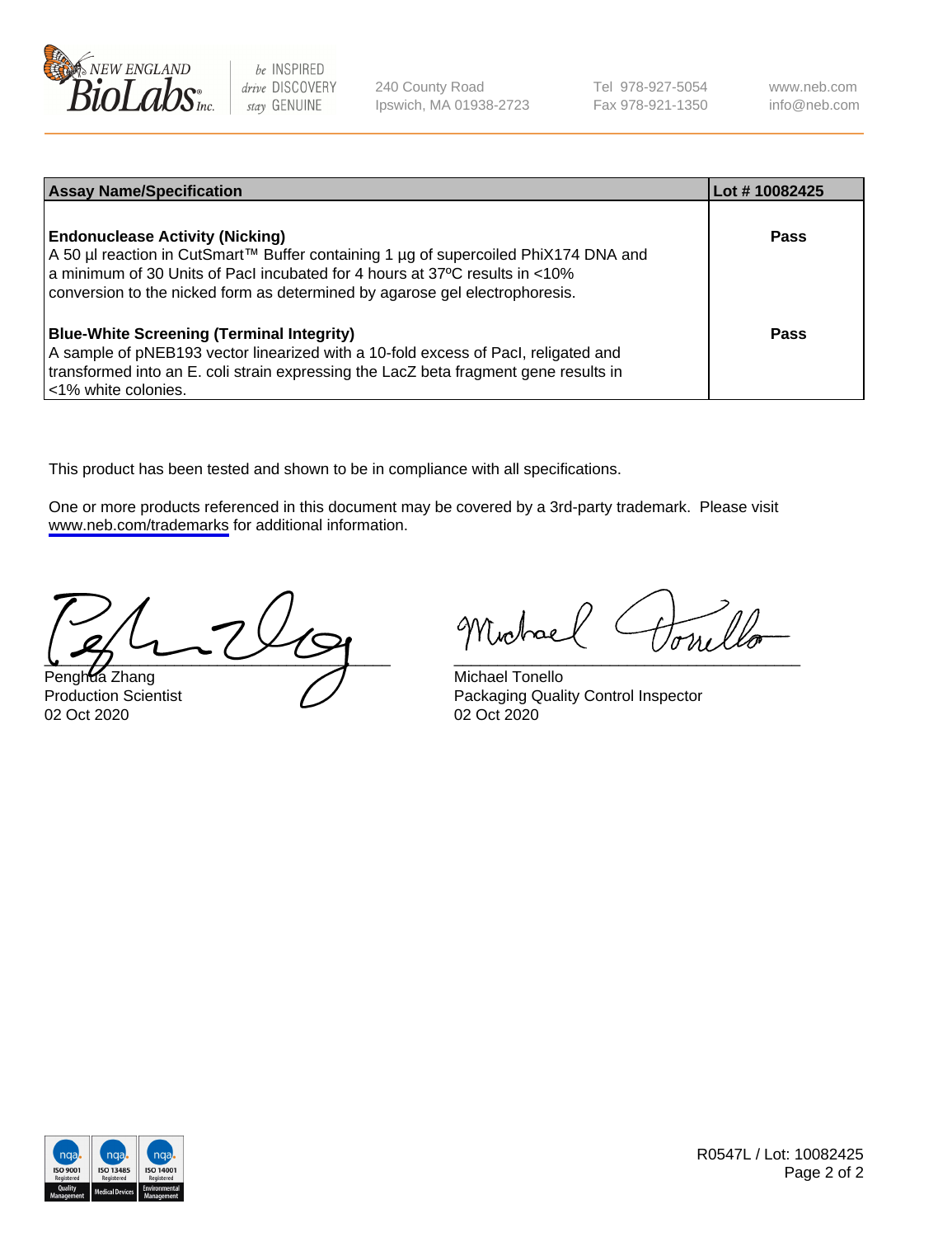NEW ENGLAND BioLabs Inc. be INSPIRED drive DISCOVERY stay GENUINE

240 County Road
Ipswich, MA 01938-2723

Tel 978-927-5054
Fax 978-921-1350

www.neb.com
info@neb.com

| Assay Name/Specification | Lot # 10082425 |
| --- | --- |
| **Endonuclease Activity (Nicking)**<br>A 50 µl reaction in CutSmart™ Buffer containing 1 µg of supercoiled PhiX174 DNA and a minimum of 30 Units of PacI incubated for 4 hours at 37ºC results in <10% conversion to the nicked form as determined by agarose gel electrophoresis. | Pass |
| **Blue-White Screening (Terminal Integrity)**<br>A sample of pNEB193 vector linearized with a 10-fold excess of PacI, religated and transformed into an E. coli strain expressing the LacZ beta fragment gene results in <1% white colonies. | Pass |

This product has been tested and shown to be in compliance with all specifications.

One or more products referenced in this document may be covered by a 3rd-party trademark. Please visit www.neb.com/trademarks for additional information.

Penghua Zhang
Production Scientist
02 Oct 2020

Michael Tonello
Packaging Quality Control Inspector
02 Oct 2020

R0547L / Lot: 10082425